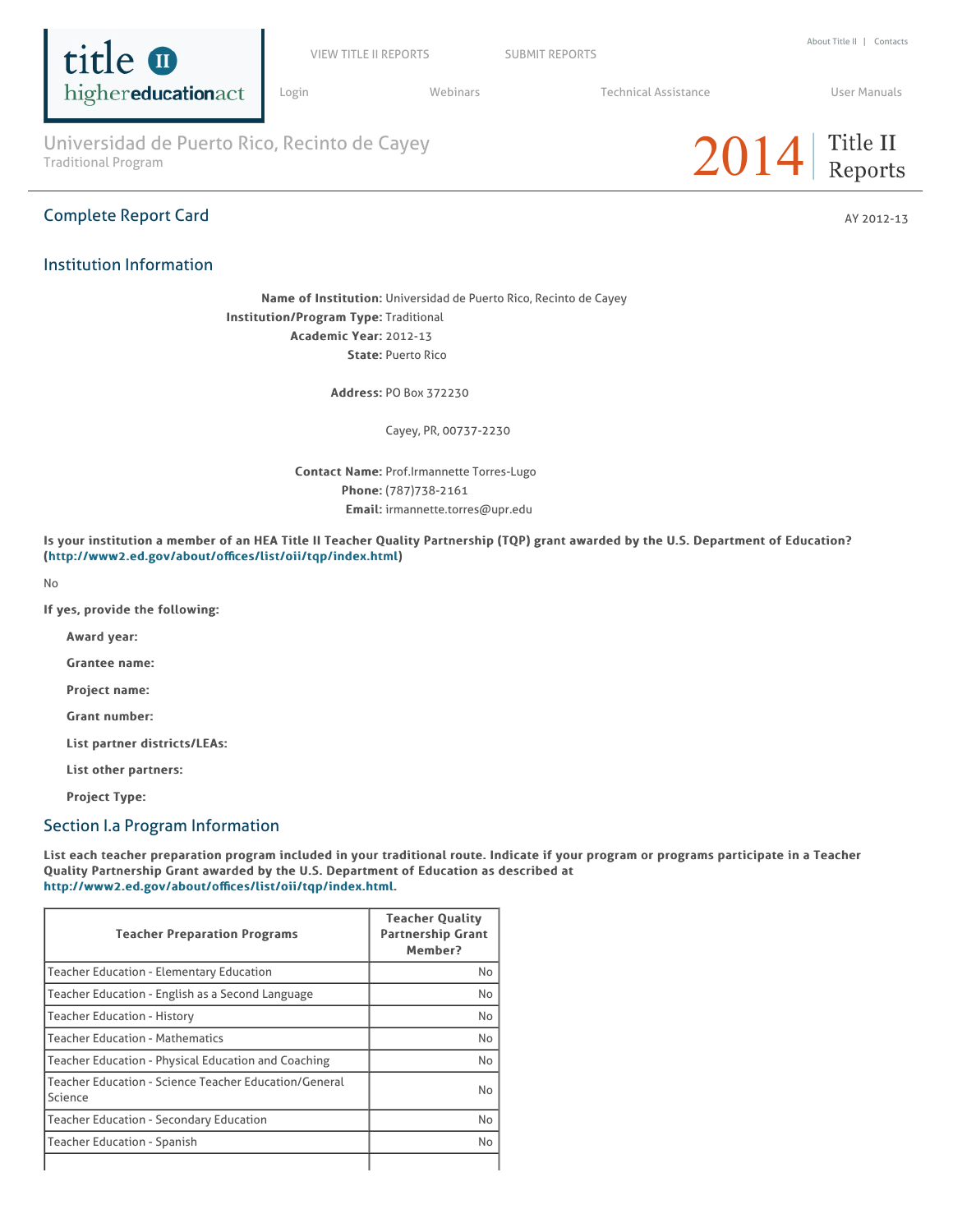# Universidad de Puerto Rico, Recinto de Cayey

Traditional Program

2014 Title II Reports

## Complete Report Card

AY 2012-13

## Institution Information

**Name of Institution:** Universidad de Puerto Rico, Recinto de Cayey
**Institution/Program Type:** Traditional
**Academic Year:** 2012-13
**State:** Puerto Rico

**Address:** PO Box 372230

Cayey, PR, 00737-2230

**Contact Name:** Prof.Irmannette Torres-Lugo
**Phone:** (787)738-2161
**Email:** irmannette.torres@upr.edu

**Is your institution a member of an HEA Title II Teacher Quality Partnership (TQP) grant awarded by the U.S. Department of Education? (http://www2.ed.gov/about/offices/list/oii/tqp/index.html)**

No

**If yes, provide the following:**

**Award year:**

**Grantee name:**

**Project name:**

**Grant number:**

**List partner districts/LEAs:**

**List other partners:**

**Project Type:**

## Section I.a Program Information

**List each teacher preparation program included in your traditional route. Indicate if your program or programs participate in a Teacher Quality Partnership Grant awarded by the U.S. Department of Education as described at http://www2.ed.gov/about/offices/list/oii/tqp/index.html.**

| Teacher Preparation Programs | Teacher Quality Partnership Grant Member? |
|---|---|
| Teacher Education - Elementary Education | No |
| Teacher Education - English as a Second Language | No |
| Teacher Education - History | No |
| Teacher Education - Mathematics | No |
| Teacher Education - Physical Education and Coaching | No |
| Teacher Education - Science Teacher Education/General Science | No |
| Teacher Education - Secondary Education | No |
| Teacher Education - Spanish | No |
| | |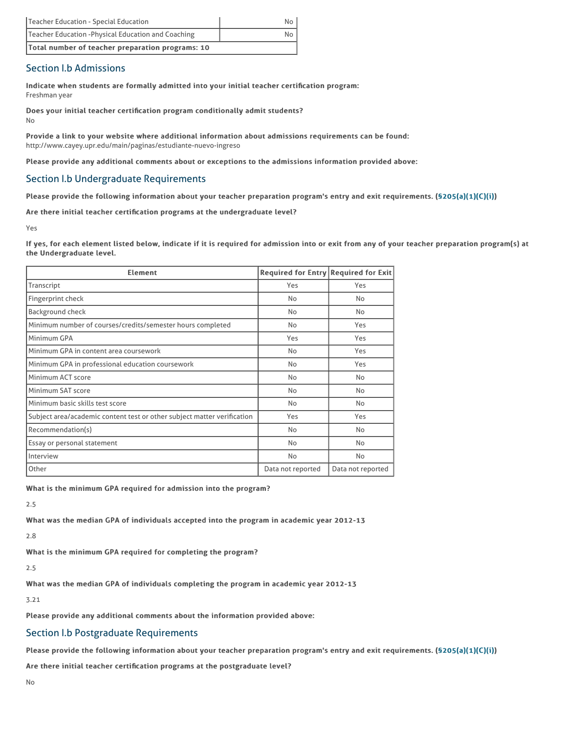| | |
|---|---|
| Teacher Education - Special Education | No |
| Teacher Education -Physical Education and Coaching | No |
| **Total number of teacher preparation programs: 10** | |

## Section I.b Admissions

**Indicate when students are formally admitted into your initial teacher certification program:**
Freshman year

**Does your initial teacher certification program conditionally admit students?**
No

**Provide a link to your website where additional information about admissions requirements can be found:**
http://www.cayey.upr.edu/main/paginas/estudiante-nuevo-ingreso

**Please provide any additional comments about or exceptions to the admissions information provided above:**

## Section I.b Undergraduate Requirements

**Please provide the following information about your teacher preparation program's entry and exit requirements. (§205(a)(1)(C)(i))**

**Are there initial teacher certification programs at the undergraduate level?**

Yes

**If yes, for each element listed below, indicate if it is required for admission into or exit from any of your teacher preparation program(s) at the Undergraduate level.**

| Element | Required for Entry | Required for Exit |
|---|---|---|
| Transcript | Yes | Yes |
| Fingerprint check | No | No |
| Background check | No | No |
| Minimum number of courses/credits/semester hours completed | No | Yes |
| Minimum GPA | Yes | Yes |
| Minimum GPA in content area coursework | No | Yes |
| Minimum GPA in professional education coursework | No | Yes |
| Minimum ACT score | No | No |
| Minimum SAT score | No | No |
| Minimum basic skills test score | No | No |
| Subject area/academic content test or other subject matter verification | Yes | Yes |
| Recommendation(s) | No | No |
| Essay or personal statement | No | No |
| Interview | No | No |
| Other | Data not reported | Data not reported |

**What is the minimum GPA required for admission into the program?**

2.5

**What was the median GPA of individuals accepted into the program in academic year 2012-13**

2.8

**What is the minimum GPA required for completing the program?**

2.5

**What was the median GPA of individuals completing the program in academic year 2012-13**

3.21

**Please provide any additional comments about the information provided above:**

## Section I.b Postgraduate Requirements

**Please provide the following information about your teacher preparation program's entry and exit requirements. (§205(a)(1)(C)(i))**

**Are there initial teacher certification programs at the postgraduate level?**

No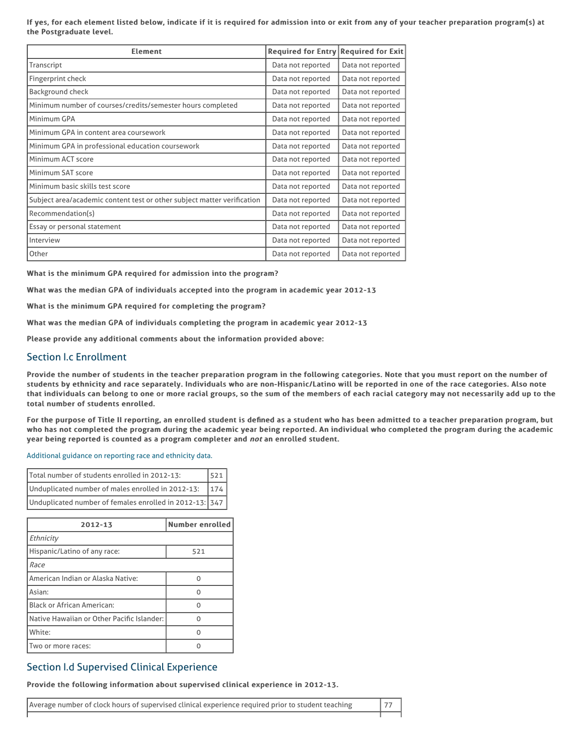**If yes, for each element listed below, indicate if it is required for admission into or exit from any of your teacher preparation program(s) at the Postgraduate level.**

| Element | Required for Entry | Required for Exit |
|---|---|---|
| Transcript | Data not reported | Data not reported |
| Fingerprint check | Data not reported | Data not reported |
| Background check | Data not reported | Data not reported |
| Minimum number of courses/credits/semester hours completed | Data not reported | Data not reported |
| Minimum GPA | Data not reported | Data not reported |
| Minimum GPA in content area coursework | Data not reported | Data not reported |
| Minimum GPA in professional education coursework | Data not reported | Data not reported |
| Minimum ACT score | Data not reported | Data not reported |
| Minimum SAT score | Data not reported | Data not reported |
| Minimum basic skills test score | Data not reported | Data not reported |
| Subject area/academic content test or other subject matter verification | Data not reported | Data not reported |
| Recommendation(s) | Data not reported | Data not reported |
| Essay or personal statement | Data not reported | Data not reported |
| Interview | Data not reported | Data not reported |
| Other | Data not reported | Data not reported |

**What is the minimum GPA required for admission into the program?**

**What was the median GPA of individuals accepted into the program in academic year 2012-13**

**What is the minimum GPA required for completing the program?**

**What was the median GPA of individuals completing the program in academic year 2012-13**

**Please provide any additional comments about the information provided above:**

## Section I.c Enrollment

**Provide the number of students in the teacher preparation program in the following categories. Note that you must report on the number of students by ethnicity and race separately. Individuals who are non-Hispanic/Latino will be reported in one of the race categories. Also note that individuals can belong to one or more racial groups, so the sum of the members of each racial category may not necessarily add up to the total number of students enrolled.**

**For the purpose of Title II reporting, an enrolled student is defined as a student who has been admitted to a teacher preparation program, but who has not completed the program during the academic year being reported. An individual who completed the program during the academic year being reported is counted as a program completer and *not* an enrolled student.**

Additional guidance on reporting race and ethnicity data.

| | |
|---|---|
| Total number of students enrolled in 2012-13: | 521 |
| Unduplicated number of males enrolled in 2012-13: | 174 |
| Unduplicated number of females enrolled in 2012-13: | 347 |

| 2012-13 | Number enrolled |
|---|---|
| *Ethnicity* | |
| Hispanic/Latino of any race: | 521 |
| *Race* | |
| American Indian or Alaska Native: | 0 |
| Asian: | 0 |
| Black or African American: | 0 |
| Native Hawaiian or Other Pacific Islander: | 0 |
| White: | 0 |
| Two or more races: | 0 |

## Section I.d Supervised Clinical Experience

**Provide the following information about supervised clinical experience in 2012-13.**

| | |
|---|---|
| Average number of clock hours of supervised clinical experience required prior to student teaching | 77 |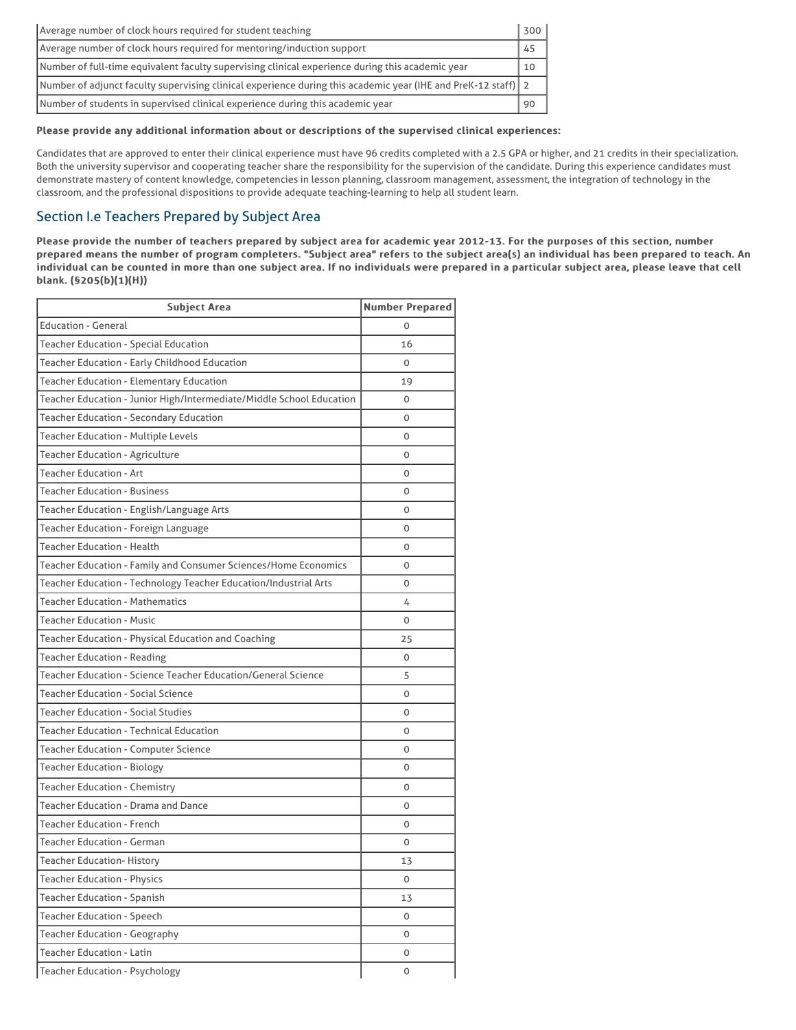| | |
|---|---|
| Average number of clock hours required for student teaching | 300 |
| Average number of clock hours required for mentoring/induction support | 45 |
| Number of full-time equivalent faculty supervising clinical experience during this academic year | 10 |
| Number of adjunct faculty supervising clinical experience during this academic year (IHE and PreK-12 staff) | 2 |
| Number of students in supervised clinical experience during this academic year | 90 |

**Please provide any additional information about or descriptions of the supervised clinical experiences:**

Candidates that are approved to enter their clinical experience must have 96 credits completed with a 2.5 GPA or higher, and 21 credits in their specialization. Both the university supervisor and cooperating teacher share the responsibility for the supervision of the candidate. During this experience candidates must demonstrate mastery of content knowledge, competencies in lesson planning, classroom management, assessment, the integration of technology in the classroom, and the professional dispositions to provide adequate teaching-learning to help all student learn.

## Section I.e Teachers Prepared by Subject Area

**Please provide the number of teachers prepared by subject area for academic year 2012-13. For the purposes of this section, number prepared means the number of program completers. "Subject area" refers to the subject area(s) an individual has been prepared to teach. An individual can be counted in more than one subject area. If no individuals were prepared in a particular subject area, please leave that cell blank. (§205(b)(1)(H))**

| Subject Area | Number Prepared |
|---|---|
| Education - General | 0 |
| Teacher Education - Special Education | 16 |
| Teacher Education - Early Childhood Education | 0 |
| Teacher Education - Elementary Education | 19 |
| Teacher Education - Junior High/Intermediate/Middle School Education | 0 |
| Teacher Education - Secondary Education | 0 |
| Teacher Education - Multiple Levels | 0 |
| Teacher Education - Agriculture | 0 |
| Teacher Education - Art | 0 |
| Teacher Education - Business | 0 |
| Teacher Education - English/Language Arts | 0 |
| Teacher Education - Foreign Language | 0 |
| Teacher Education - Health | 0 |
| Teacher Education - Family and Consumer Sciences/Home Economics | 0 |
| Teacher Education - Technology Teacher Education/Industrial Arts | 0 |
| Teacher Education - Mathematics | 4 |
| Teacher Education - Music | 0 |
| Teacher Education - Physical Education and Coaching | 25 |
| Teacher Education - Reading | 0 |
| Teacher Education - Science Teacher Education/General Science | 5 |
| Teacher Education - Social Science | 0 |
| Teacher Education - Social Studies | 0 |
| Teacher Education - Technical Education | 0 |
| Teacher Education - Computer Science | 0 |
| Teacher Education - Biology | 0 |
| Teacher Education - Chemistry | 0 |
| Teacher Education - Drama and Dance | 0 |
| Teacher Education - French | 0 |
| Teacher Education - German | 0 |
| Teacher Education- History | 13 |
| Teacher Education - Physics | 0 |
| Teacher Education - Spanish | 13 |
| Teacher Education - Speech | 0 |
| Teacher Education - Geography | 0 |
| Teacher Education - Latin | 0 |
| Teacher Education - Psychology | 0 |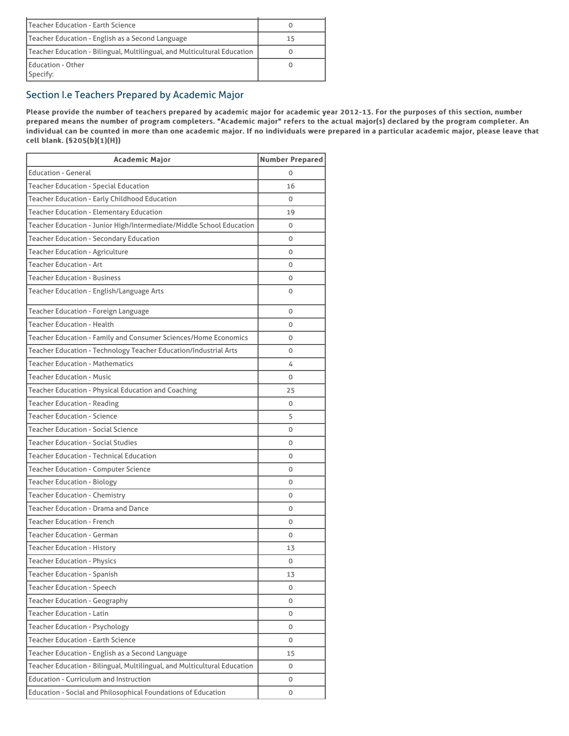| | |
|---|---|
| Teacher Education - Earth Science | 0 |
| Teacher Education - English as a Second Language | 15 |
| Teacher Education - Bilingual, Multilingual, and Multicultural Education | 0 |
| Education - Other<br>Specify: | 0 |

## Section I.e Teachers Prepared by Academic Major

**Please provide the number of teachers prepared by academic major for academic year 2012-13. For the purposes of this section, number prepared means the number of program completers. "Academic major" refers to the actual major(s) declared by the program completer. An individual can be counted in more than one academic major. If no individuals were prepared in a particular academic major, please leave that cell blank. (§205(b)(1)(H))**

| Academic Major | Number Prepared |
|---|---|
| Education - General | 0 |
| Teacher Education - Special Education | 16 |
| Teacher Education - Early Childhood Education | 0 |
| Teacher Education - Elementary Education | 19 |
| Teacher Education - Junior High/Intermediate/Middle School Education | 0 |
| Teacher Education - Secondary Education | 0 |
| Teacher Education - Agriculture | 0 |
| Teacher Education - Art | 0 |
| Teacher Education - Business | 0 |
| Teacher Education - English/Language Arts | 0 |
| Teacher Education - Foreign Language | 0 |
| Teacher Education - Health | 0 |
| Teacher Education - Family and Consumer Sciences/Home Economics | 0 |
| Teacher Education - Technology Teacher Education/Industrial Arts | 0 |
| Teacher Education - Mathematics | 4 |
| Teacher Education - Music | 0 |
| Teacher Education - Physical Education and Coaching | 25 |
| Teacher Education - Reading | 0 |
| Teacher Education - Science | 5 |
| Teacher Education - Social Science | 0 |
| Teacher Education - Social Studies | 0 |
| Teacher Education - Technical Education | 0 |
| Teacher Education - Computer Science | 0 |
| Teacher Education - Biology | 0 |
| Teacher Education - Chemistry | 0 |
| Teacher Education - Drama and Dance | 0 |
| Teacher Education - French | 0 |
| Teacher Education - German | 0 |
| Teacher Education - History | 13 |
| Teacher Education - Physics | 0 |
| Teacher Education - Spanish | 13 |
| Teacher Education - Speech | 0 |
| Teacher Education - Geography | 0 |
| Teacher Education - Latin | 0 |
| Teacher Education - Psychology | 0 |
| Teacher Education - Earth Science | 0 |
| Teacher Education - English as a Second Language | 15 |
| Teacher Education - Bilingual, Multilingual, and Multicultural Education | 0 |
| Education - Curriculum and Instruction | 0 |
| Education - Social and Philosophical Foundations of Education | 0 |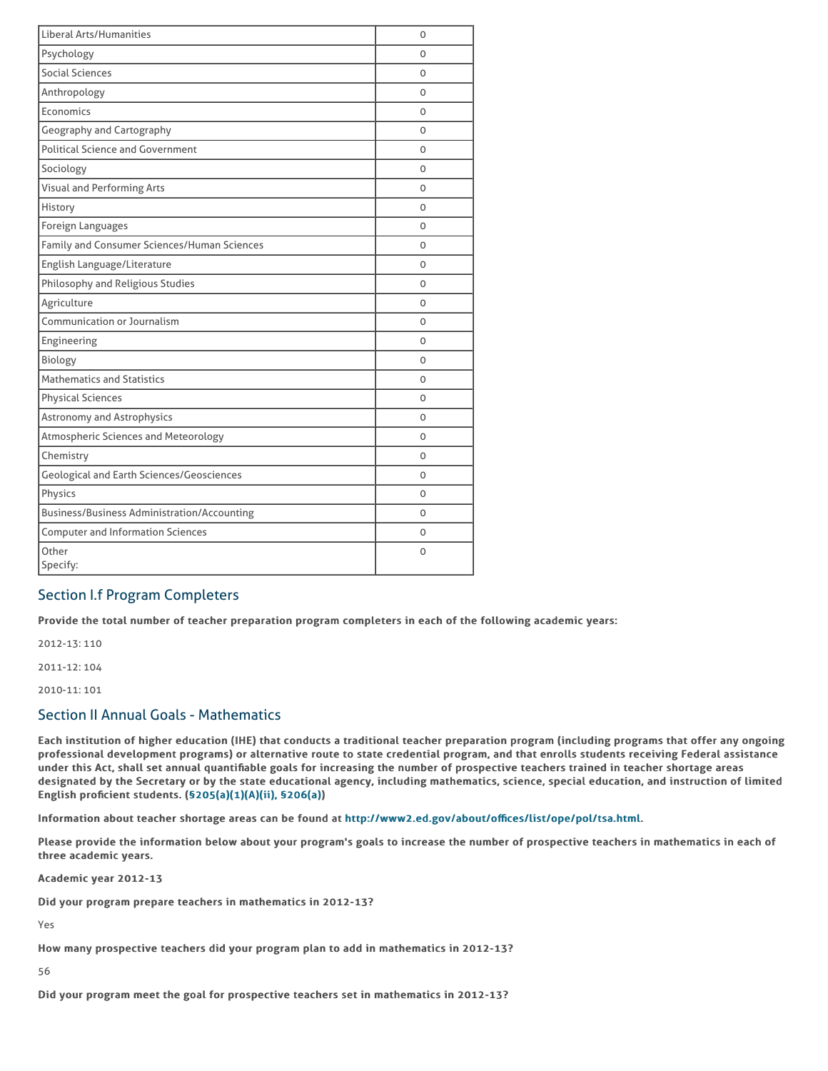| | |
|---|---|
| Liberal Arts/Humanities | 0 |
| Psychology | 0 |
| Social Sciences | 0 |
| Anthropology | 0 |
| Economics | 0 |
| Geography and Cartography | 0 |
| Political Science and Government | 0 |
| Sociology | 0 |
| Visual and Performing Arts | 0 |
| History | 0 |
| Foreign Languages | 0 |
| Family and Consumer Sciences/Human Sciences | 0 |
| English Language/Literature | 0 |
| Philosophy and Religious Studies | 0 |
| Agriculture | 0 |
| Communication or Journalism | 0 |
| Engineering | 0 |
| Biology | 0 |
| Mathematics and Statistics | 0 |
| Physical Sciences | 0 |
| Astronomy and Astrophysics | 0 |
| Atmospheric Sciences and Meteorology | 0 |
| Chemistry | 0 |
| Geological and Earth Sciences/Geosciences | 0 |
| Physics | 0 |
| Business/Business Administration/Accounting | 0 |
| Computer and Information Sciences | 0 |
| Other<br>Specify: | 0 |

## Section I.f Program Completers

**Provide the total number of teacher preparation program completers in each of the following academic years:**

2012-13: 110

2011-12: 104

2010-11: 101

## Section II Annual Goals - Mathematics

**Each institution of higher education (IHE) that conducts a traditional teacher preparation program (including programs that offer any ongoing professional development programs) or alternative route to state credential program, and that enrolls students receiving Federal assistance under this Act, shall set annual quantifiable goals for increasing the number of prospective teachers trained in teacher shortage areas designated by the Secretary or by the state educational agency, including mathematics, science, special education, and instruction of limited English proficient students. (§205(a)(1)(A)(ii), §206(a))**

**Information about teacher shortage areas can be found at http://www2.ed.gov/about/offices/list/ope/pol/tsa.html.**

**Please provide the information below about your program's goals to increase the number of prospective teachers in mathematics in each of three academic years.**

**Academic year 2012-13**

**Did your program prepare teachers in mathematics in 2012-13?**

Yes

**How many prospective teachers did your program plan to add in mathematics in 2012-13?**

56

**Did your program meet the goal for prospective teachers set in mathematics in 2012-13?**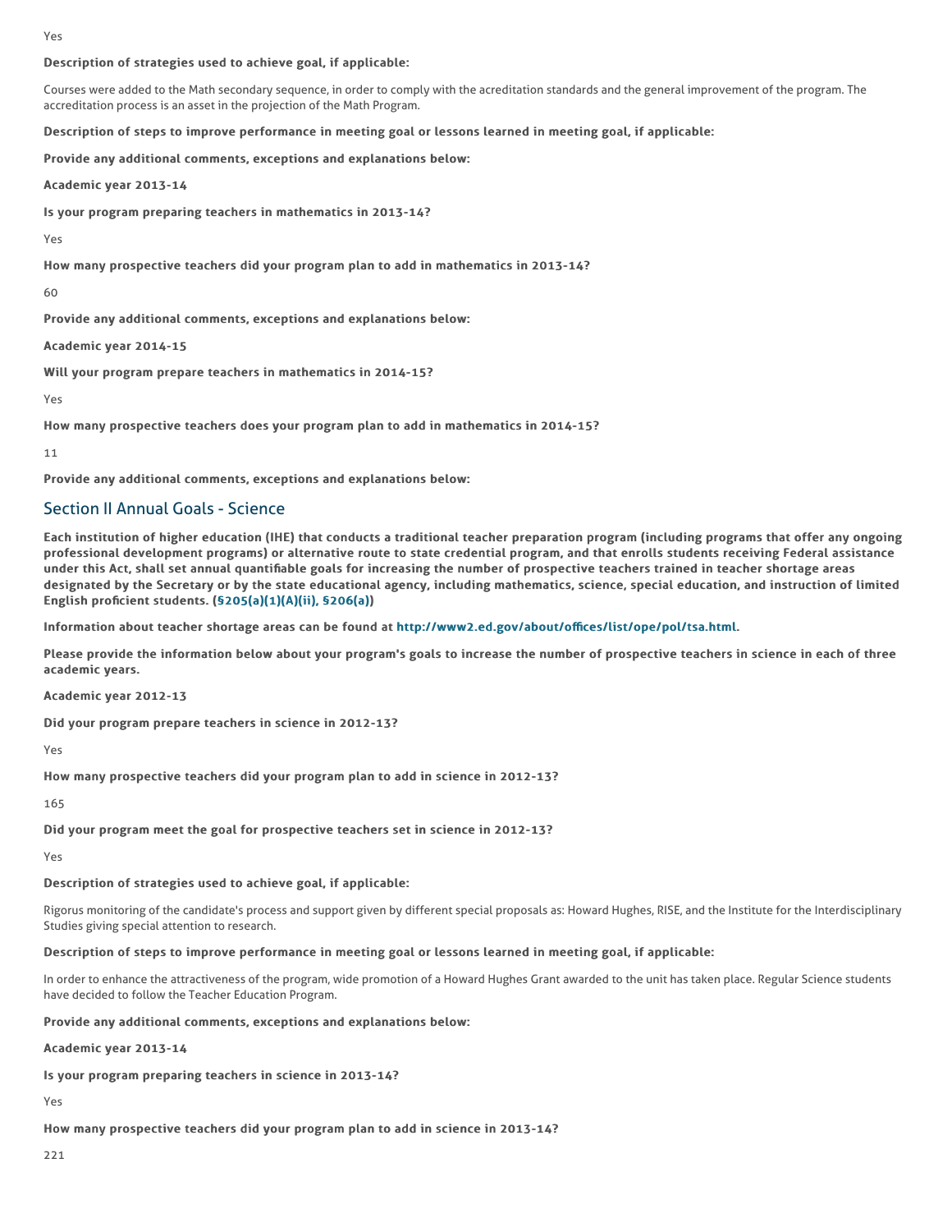Yes

**Description of strategies used to achieve goal, if applicable:**

Courses were added to the Math secondary sequence, in order to comply with the acreditation standards and the general improvement of the program. The accreditation process is an asset in the projection of the Math Program.

**Description of steps to improve performance in meeting goal or lessons learned in meeting goal, if applicable:**

**Provide any additional comments, exceptions and explanations below:**

**Academic year 2013-14**

**Is your program preparing teachers in mathematics in 2013-14?**

Yes

**How many prospective teachers did your program plan to add in mathematics in 2013-14?**

60

**Provide any additional comments, exceptions and explanations below:**

**Academic year 2014-15**

**Will your program prepare teachers in mathematics in 2014-15?**

Yes

**How many prospective teachers does your program plan to add in mathematics in 2014-15?**

11

**Provide any additional comments, exceptions and explanations below:**

## Section II Annual Goals - Science

**Each institution of higher education (IHE) that conducts a traditional teacher preparation program (including programs that offer any ongoing professional development programs) or alternative route to state credential program, and that enrolls students receiving Federal assistance under this Act, shall set annual quantifiable goals for increasing the number of prospective teachers trained in teacher shortage areas designated by the Secretary or by the state educational agency, including mathematics, science, special education, and instruction of limited English proficient students. (§205(a)(1)(A)(ii), §206(a))**

**Information about teacher shortage areas can be found at http://www2.ed.gov/about/offices/list/ope/pol/tsa.html.**

**Please provide the information below about your program's goals to increase the number of prospective teachers in science in each of three academic years.**

**Academic year 2012-13**

**Did your program prepare teachers in science in 2012-13?**

Yes

**How many prospective teachers did your program plan to add in science in 2012-13?**

165

**Did your program meet the goal for prospective teachers set in science in 2012-13?**

Yes

**Description of strategies used to achieve goal, if applicable:**

Rigorus monitoring of the candidate's process and support given by different special proposals as: Howard Hughes, RISE, and the Institute for the Interdisciplinary Studies giving special attention to research.

**Description of steps to improve performance in meeting goal or lessons learned in meeting goal, if applicable:**

In order to enhance the attractiveness of the program, wide promotion of a Howard Hughes Grant awarded to the unit has taken place. Regular Science students have decided to follow the Teacher Education Program.

**Provide any additional comments, exceptions and explanations below:**

**Academic year 2013-14**

**Is your program preparing teachers in science in 2013-14?**

Yes

**How many prospective teachers did your program plan to add in science in 2013-14?**

221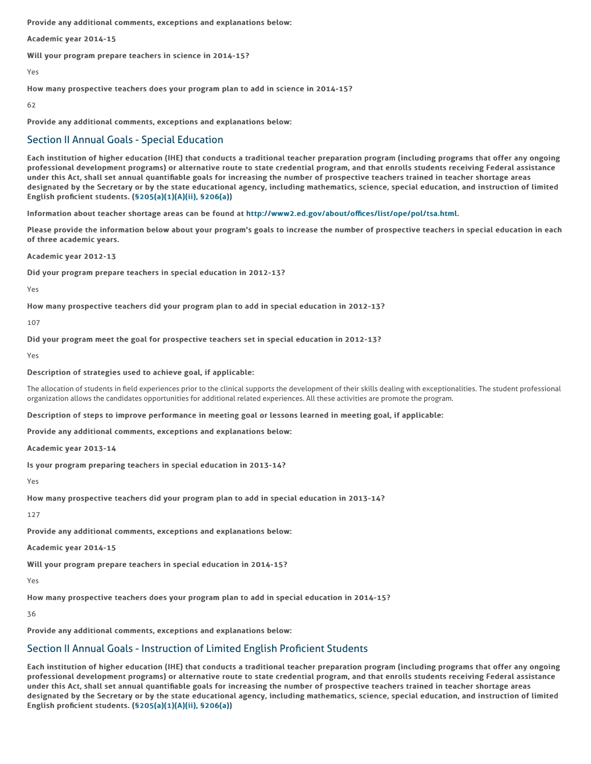**Provide any additional comments, exceptions and explanations below:**

**Academic year 2014-15**

**Will your program prepare teachers in science in 2014-15?**

Yes

**How many prospective teachers does your program plan to add in science in 2014-15?**

62

**Provide any additional comments, exceptions and explanations below:**

## Section II Annual Goals - Special Education

**Each institution of higher education (IHE) that conducts a traditional teacher preparation program (including programs that offer any ongoing professional development programs) or alternative route to state credential program, and that enrolls students receiving Federal assistance under this Act, shall set annual quantifiable goals for increasing the number of prospective teachers trained in teacher shortage areas designated by the Secretary or by the state educational agency, including mathematics, science, special education, and instruction of limited English proficient students. (§205(a)(1)(A)(ii), §206(a))**

**Information about teacher shortage areas can be found at http://www2.ed.gov/about/offices/list/ope/pol/tsa.html.**

**Please provide the information below about your program's goals to increase the number of prospective teachers in special education in each of three academic years.**

**Academic year 2012-13**

**Did your program prepare teachers in special education in 2012-13?**

Yes

**How many prospective teachers did your program plan to add in special education in 2012-13?**

107

**Did your program meet the goal for prospective teachers set in special education in 2012-13?**

Yes

**Description of strategies used to achieve goal, if applicable:**

The allocation of students in field experiences prior to the clinical supports the development of their skills dealing with exceptionalities. The student professional organization allows the candidates opportunities for additional related experiences. All these activities are promote the program.

**Description of steps to improve performance in meeting goal or lessons learned in meeting goal, if applicable:**

**Provide any additional comments, exceptions and explanations below:**

**Academic year 2013-14**

**Is your program preparing teachers in special education in 2013-14?**

Yes

**How many prospective teachers did your program plan to add in special education in 2013-14?**

127

**Provide any additional comments, exceptions and explanations below:**

**Academic year 2014-15**

**Will your program prepare teachers in special education in 2014-15?**

Yes

**How many prospective teachers does your program plan to add in special education in 2014-15?**

36

**Provide any additional comments, exceptions and explanations below:**

## Section II Annual Goals - Instruction of Limited English Proficient Students

**Each institution of higher education (IHE) that conducts a traditional teacher preparation program (including programs that offer any ongoing professional development programs) or alternative route to state credential program, and that enrolls students receiving Federal assistance under this Act, shall set annual quantifiable goals for increasing the number of prospective teachers trained in teacher shortage areas designated by the Secretary or by the state educational agency, including mathematics, science, special education, and instruction of limited English proficient students. (§205(a)(1)(A)(ii), §206(a))**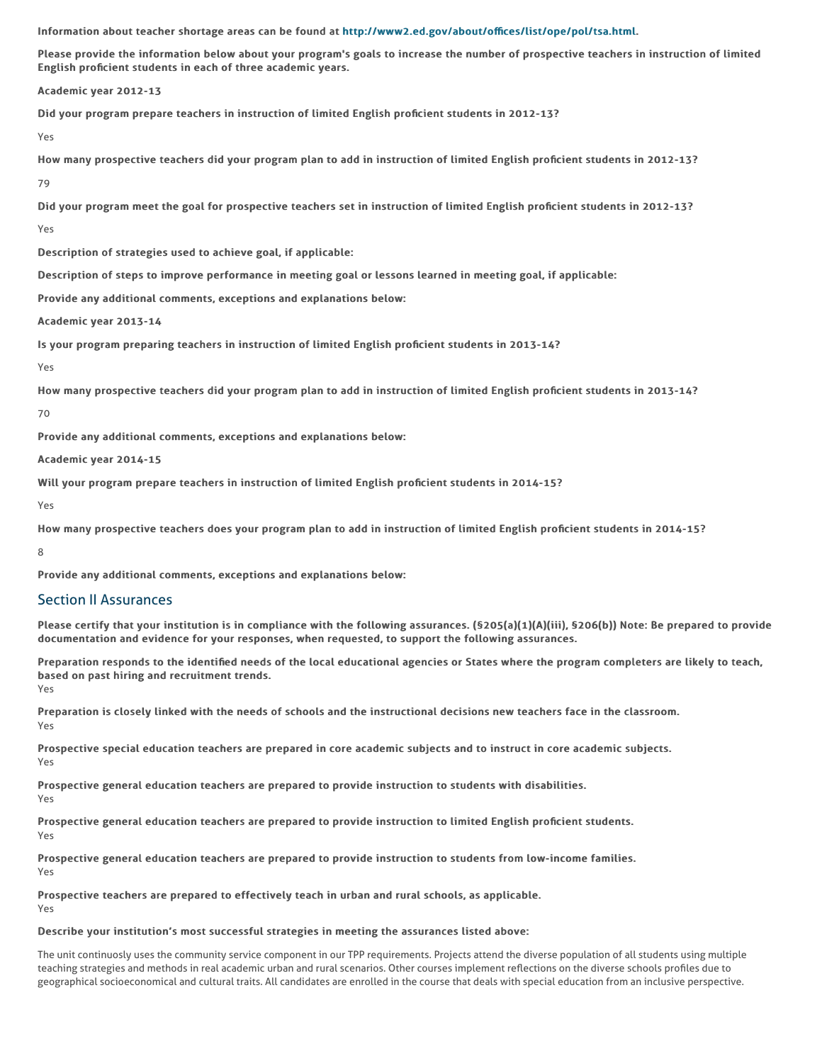**Information about teacher shortage areas can be found at http://www2.ed.gov/about/offices/list/ope/pol/tsa.html.**

**Please provide the information below about your program's goals to increase the number of prospective teachers in instruction of limited English proficient students in each of three academic years.**

**Academic year 2012-13**

**Did your program prepare teachers in instruction of limited English proficient students in 2012-13?**

Yes

**How many prospective teachers did your program plan to add in instruction of limited English proficient students in 2012-13?**

79

**Did your program meet the goal for prospective teachers set in instruction of limited English proficient students in 2012-13?**

Yes

**Description of strategies used to achieve goal, if applicable:**

**Description of steps to improve performance in meeting goal or lessons learned in meeting goal, if applicable:**

**Provide any additional comments, exceptions and explanations below:**

**Academic year 2013-14**

**Is your program preparing teachers in instruction of limited English proficient students in 2013-14?**

Yes

**How many prospective teachers did your program plan to add in instruction of limited English proficient students in 2013-14?**

70

**Provide any additional comments, exceptions and explanations below:**

**Academic year 2014-15**

**Will your program prepare teachers in instruction of limited English proficient students in 2014-15?**

Yes

**How many prospective teachers does your program plan to add in instruction of limited English proficient students in 2014-15?**

8

**Provide any additional comments, exceptions and explanations below:**

## Section II Assurances

**Please certify that your institution is in compliance with the following assurances. (§205(a)(1)(A)(iii), §206(b)) Note: Be prepared to provide documentation and evidence for your responses, when requested, to support the following assurances.**

**Preparation responds to the identified needs of the local educational agencies or States where the program completers are likely to teach, based on past hiring and recruitment trends.**
Yes

**Preparation is closely linked with the needs of schools and the instructional decisions new teachers face in the classroom.**
Yes

**Prospective special education teachers are prepared in core academic subjects and to instruct in core academic subjects.**
Yes

**Prospective general education teachers are prepared to provide instruction to students with disabilities.**
Yes

**Prospective general education teachers are prepared to provide instruction to limited English proficient students.**
Yes

**Prospective general education teachers are prepared to provide instruction to students from low-income families.**
Yes

**Prospective teachers are prepared to effectively teach in urban and rural schools, as applicable.**
Yes

**Describe your institution's most successful strategies in meeting the assurances listed above:**

The unit continuosly uses the community service component in our TPP requirements. Projects attend the diverse population of all students using multiple teaching strategies and methods in real academic urban and rural scenarios. Other courses implement reflections on the diverse schools profiles due to geographical socioeconomical and cultural traits. All candidates are enrolled in the course that deals with special education from an inclusive perspective.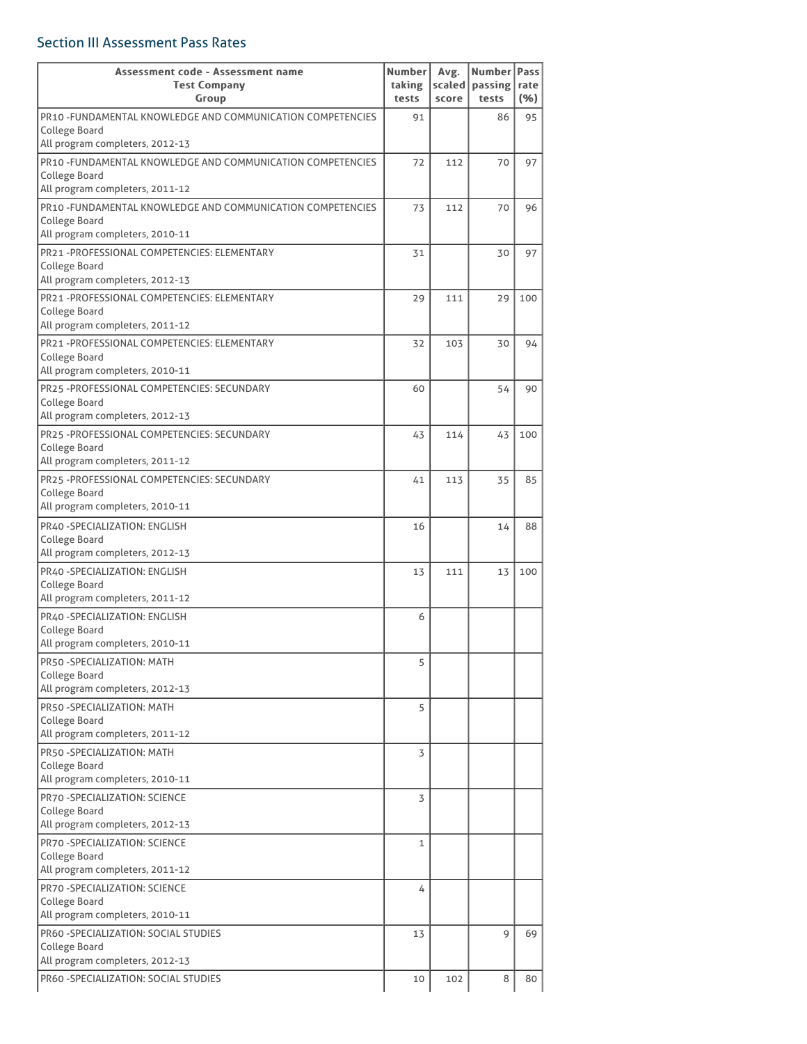## Section III Assessment Pass Rates

| Assessment code - Assessment name<br>Test Company<br>Group | Number taking tests | Avg. scaled score | Number passing tests | Pass rate (%) |
|---|---|---|---|---|
| PR10 -FUNDAMENTAL KNOWLEDGE AND COMMUNICATION COMPETENCIES<br>College Board<br>All program completers, 2012-13 | 91 | | 86 | 95 |
| PR10 -FUNDAMENTAL KNOWLEDGE AND COMMUNICATION COMPETENCIES<br>College Board<br>All program completers, 2011-12 | 72 | 112 | 70 | 97 |
| PR10 -FUNDAMENTAL KNOWLEDGE AND COMMUNICATION COMPETENCIES<br>College Board<br>All program completers, 2010-11 | 73 | 112 | 70 | 96 |
| PR21 -PROFESSIONAL COMPETENCIES: ELEMENTARY<br>College Board<br>All program completers, 2012-13 | 31 | | 30 | 97 |
| PR21 -PROFESSIONAL COMPETENCIES: ELEMENTARY<br>College Board<br>All program completers, 2011-12 | 29 | 111 | 29 | 100 |
| PR21 -PROFESSIONAL COMPETENCIES: ELEMENTARY<br>College Board<br>All program completers, 2010-11 | 32 | 103 | 30 | 94 |
| PR25 -PROFESSIONAL COMPETENCIES: SECUNDARY<br>College Board<br>All program completers, 2012-13 | 60 | | 54 | 90 |
| PR25 -PROFESSIONAL COMPETENCIES: SECUNDARY<br>College Board<br>All program completers, 2011-12 | 43 | 114 | 43 | 100 |
| PR25 -PROFESSIONAL COMPETENCIES: SECUNDARY<br>College Board<br>All program completers, 2010-11 | 41 | 113 | 35 | 85 |
| PR40 -SPECIALIZATION: ENGLISH<br>College Board<br>All program completers, 2012-13 | 16 | | 14 | 88 |
| PR40 -SPECIALIZATION: ENGLISH<br>College Board<br>All program completers, 2011-12 | 13 | 111 | 13 | 100 |
| PR40 -SPECIALIZATION: ENGLISH<br>College Board<br>All program completers, 2010-11 | 6 | | | |
| PR50 -SPECIALIZATION: MATH<br>College Board<br>All program completers, 2012-13 | 5 | | | |
| PR50 -SPECIALIZATION: MATH<br>College Board<br>All program completers, 2011-12 | 5 | | | |
| PR50 -SPECIALIZATION: MATH<br>College Board<br>All program completers, 2010-11 | 3 | | | |
| PR70 -SPECIALIZATION: SCIENCE<br>College Board<br>All program completers, 2012-13 | 3 | | | |
| PR70 -SPECIALIZATION: SCIENCE<br>College Board<br>All program completers, 2011-12 | 1 | | | |
| PR70 -SPECIALIZATION: SCIENCE<br>College Board<br>All program completers, 2010-11 | 4 | | | |
| PR60 -SPECIALIZATION: SOCIAL STUDIES<br>College Board<br>All program completers, 2012-13 | 13 | | 9 | 69 |
| PR60 -SPECIALIZATION: SOCIAL STUDIES | 10 | 102 | 8 | 80 |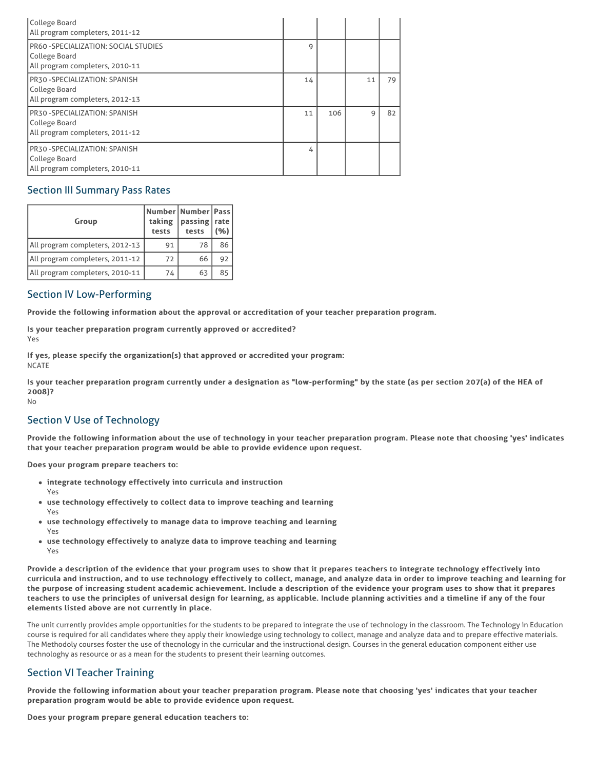| | | | | |
|---|---|---|---|---|
| College Board<br>All program completers, 2011-12 | | | | |
| PR60 -SPECIALIZATION: SOCIAL STUDIES<br>College Board<br>All program completers, 2010-11 | 9 | | | |
| PR30 -SPECIALIZATION: SPANISH<br>College Board<br>All program completers, 2012-13 | 14 | | 11 | 79 |
| PR30 -SPECIALIZATION: SPANISH<br>College Board<br>All program completers, 2011-12 | 11 | 106 | 9 | 82 |
| PR30 -SPECIALIZATION: SPANISH<br>College Board<br>All program completers, 2010-11 | 4 | | | |

## Section III Summary Pass Rates

| Group | Number taking tests | Number passing tests | Pass rate (%) |
|---|---|---|---|
| All program completers, 2012-13 | 91 | 78 | 86 |
| All program completers, 2011-12 | 72 | 66 | 92 |
| All program completers, 2010-11 | 74 | 63 | 85 |

## Section IV Low-Performing

**Provide the following information about the approval or accreditation of your teacher preparation program.**

**Is your teacher preparation program currently approved or accredited?**
Yes

**If yes, please specify the organization(s) that approved or accredited your program:**
NCATE

**Is your teacher preparation program currently under a designation as "low-performing" by the state (as per section 207(a) of the HEA of 2008)?**
No

## Section V Use of Technology

**Provide the following information about the use of technology in your teacher preparation program. Please note that choosing 'yes' indicates that your teacher preparation program would be able to provide evidence upon request.**

**Does your program prepare teachers to:**

- **integrate technology effectively into curricula and instruction**
  Yes
- **use technology effectively to collect data to improve teaching and learning**
  Yes
- **use technology effectively to manage data to improve teaching and learning**
  Yes
- **use technology effectively to analyze data to improve teaching and learning**
  Yes

**Provide a description of the evidence that your program uses to show that it prepares teachers to integrate technology effectively into curricula and instruction, and to use technology effectively to collect, manage, and analyze data in order to improve teaching and learning for the purpose of increasing student academic achievement. Include a description of the evidence your program uses to show that it prepares teachers to use the principles of universal design for learning, as applicable. Include planning activities and a timeline if any of the four elements listed above are not currently in place.**

The unit currently provides ample opportunities for the students to be prepared to integrate the use of technology in the classroom. The Technology in Education course is required for all candidates where they apply their knowledge using technology to collect, manage and analyze data and to prepare effective materials. The Methodoly courses foster the use of thecnology in the curricular and the instructional design. Courses in the general education component either use technologhy as resource or as a mean for the students to present their learning outcomes.

## Section VI Teacher Training

**Provide the following information about your teacher preparation program. Please note that choosing 'yes' indicates that your teacher preparation program would be able to provide evidence upon request.**

**Does your program prepare general education teachers to:**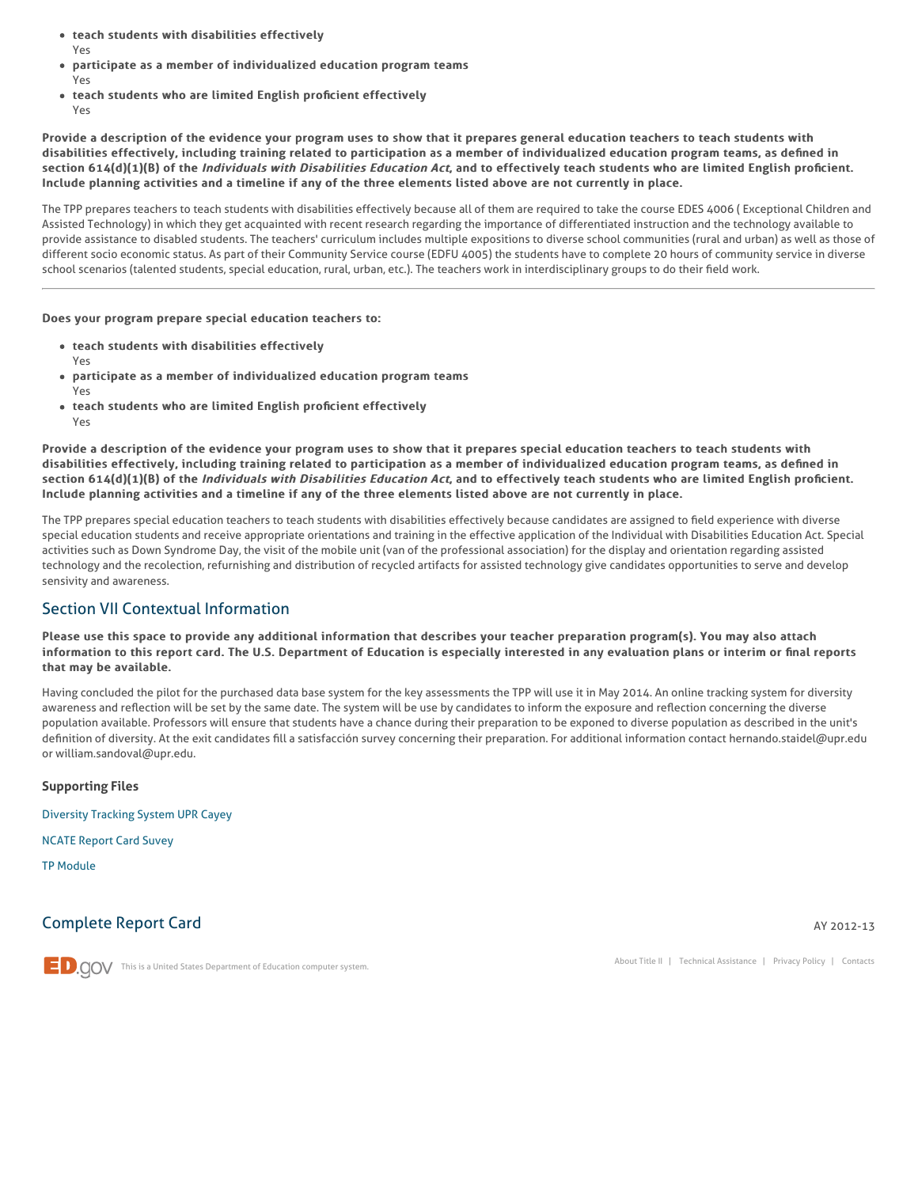- **teach students with disabilities effectively**
  Yes
- **participate as a member of individualized education program teams**
  Yes
- **teach students who are limited English proficient effectively**
  Yes

**Provide a description of the evidence your program uses to show that it prepares general education teachers to teach students with disabilities effectively, including training related to participation as a member of individualized education program teams, as defined in section 614(d)(1)(B) of the *Individuals with Disabilities Education Act*, and to effectively teach students who are limited English proficient. Include planning activities and a timeline if any of the three elements listed above are not currently in place.**

The TPP prepares teachers to teach students with disabilities effectively because all of them are required to take the course EDES 4006 ( Exceptional Children and Assisted Technology) in which they get acquainted with recent research regarding the importance of differentiated instruction and the technology available to provide assistance to disabled students. The teachers' curriculum includes multiple expositions to diverse school communities (rural and urban) as well as those of different socio economic status. As part of their Community Service course (EDFU 4005) the students have to complete 20 hours of community service in diverse school scenarios (talented students, special education, rural, urban, etc.). The teachers work in interdisciplinary groups to do their field work.

---

**Does your program prepare special education teachers to:**

- **teach students with disabilities effectively**
  Yes
- **participate as a member of individualized education program teams**
  Yes
- **teach students who are limited English proficient effectively**
  Yes

**Provide a description of the evidence your program uses to show that it prepares special education teachers to teach students with disabilities effectively, including training related to participation as a member of individualized education program teams, as defined in section 614(d)(1)(B) of the *Individuals with Disabilities Education Act*, and to effectively teach students who are limited English proficient. Include planning activities and a timeline if any of the three elements listed above are not currently in place.**

The TPP prepares special education teachers to teach students with disabilities effectively because candidates are assigned to field experience with diverse special education students and receive appropriate orientations and training in the effective application of the Individual with Disabilities Education Act. Special activities such as Down Syndrome Day, the visit of the mobile unit (van of the professional association) for the display and orientation regarding assisted technology and the recolection, refurnishing and distribution of recycled artifacts for assisted technology give candidates opportunities to serve and develop sensivity and awareness.

## Section VII Contextual Information

**Please use this space to provide any additional information that describes your teacher preparation program(s). You may also attach information to this report card. The U.S. Department of Education is especially interested in any evaluation plans or interim or final reports that may be available.**

Having concluded the pilot for the purchased data base system for the key assessments the TPP will use it in May 2014. An online tracking system for diversity awareness and reflection will be set by the same date. The system will be use by candidates to inform the exposure and reflection concerning the diverse population available. Professors will ensure that students have a chance during their preparation to be exponed to diverse population as described in the unit's definition of diversity. At the exit candidates fill a satisfacción survey concerning their preparation. For additional information contact hernando.staidel@upr.edu or william.sandoval@upr.edu.

### Supporting Files

Diversity Tracking System UPR Cayey

NCATE Report Card Suvey

TP Module

## Complete Report Card

AY 2012-13